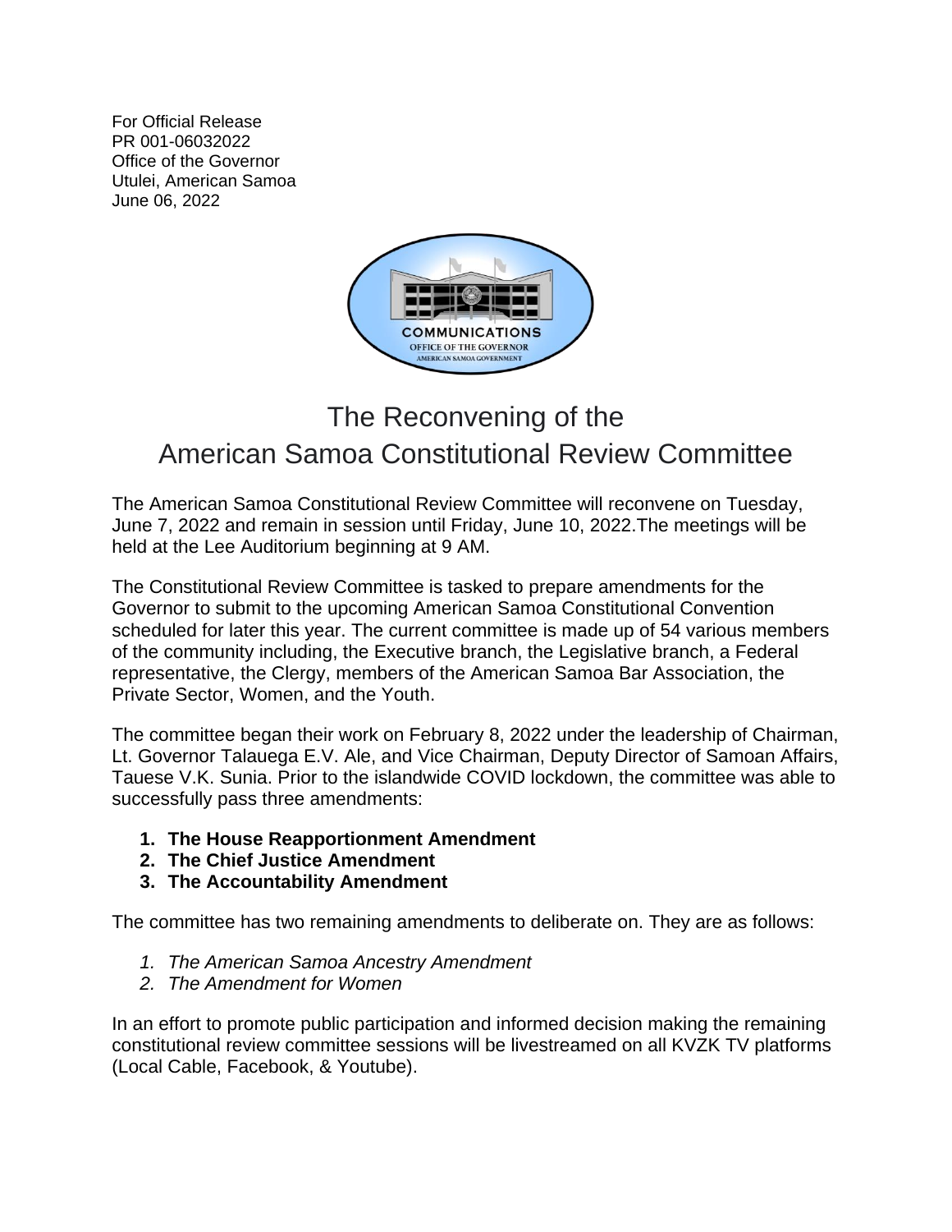For Official Release
PR 001-06032022
Office of the Governor
Utulei, American Samoa
June 06, 2022

# The Reconvening of the American Samoa Constitutional Review Committee

The American Samoa Constitutional Review Committee will reconvene on Tuesday, June 7, 2022 and remain in session until Friday, June 10, 2022.The meetings will be held at the Lee Auditorium beginning at 9 AM.

The Constitutional Review Committee is tasked to prepare amendments for the Governor to submit to the upcoming American Samoa Constitutional Convention scheduled for later this year. The current committee is made up of 54 various members of the community including, the Executive branch, the Legislative branch, a Federal representative, the Clergy, members of the American Samoa Bar Association, the Private Sector, Women, and the Youth.

The committee began their work on February 8, 2022 under the leadership of Chairman, Lt. Governor Talauega E.V. Ale, and Vice Chairman, Deputy Director of Samoan Affairs, Tauese V.K. Sunia. Prior to the islandwide COVID lockdown, the committee was able to successfully pass three amendments:

1. **The House Reapportionment Amendment**
2. **The Chief Justice Amendment**
3. **The Accountability Amendment**

The committee has two remaining amendments to deliberate on. They are as follows:

1. *The American Samoa Ancestry Amendment*
2. *The Amendment for Women*

In an effort to promote public participation and informed decision making the remaining constitutional review committee sessions will be livestreamed on all KVZK TV platforms (Local Cable, Facebook, & Youtube).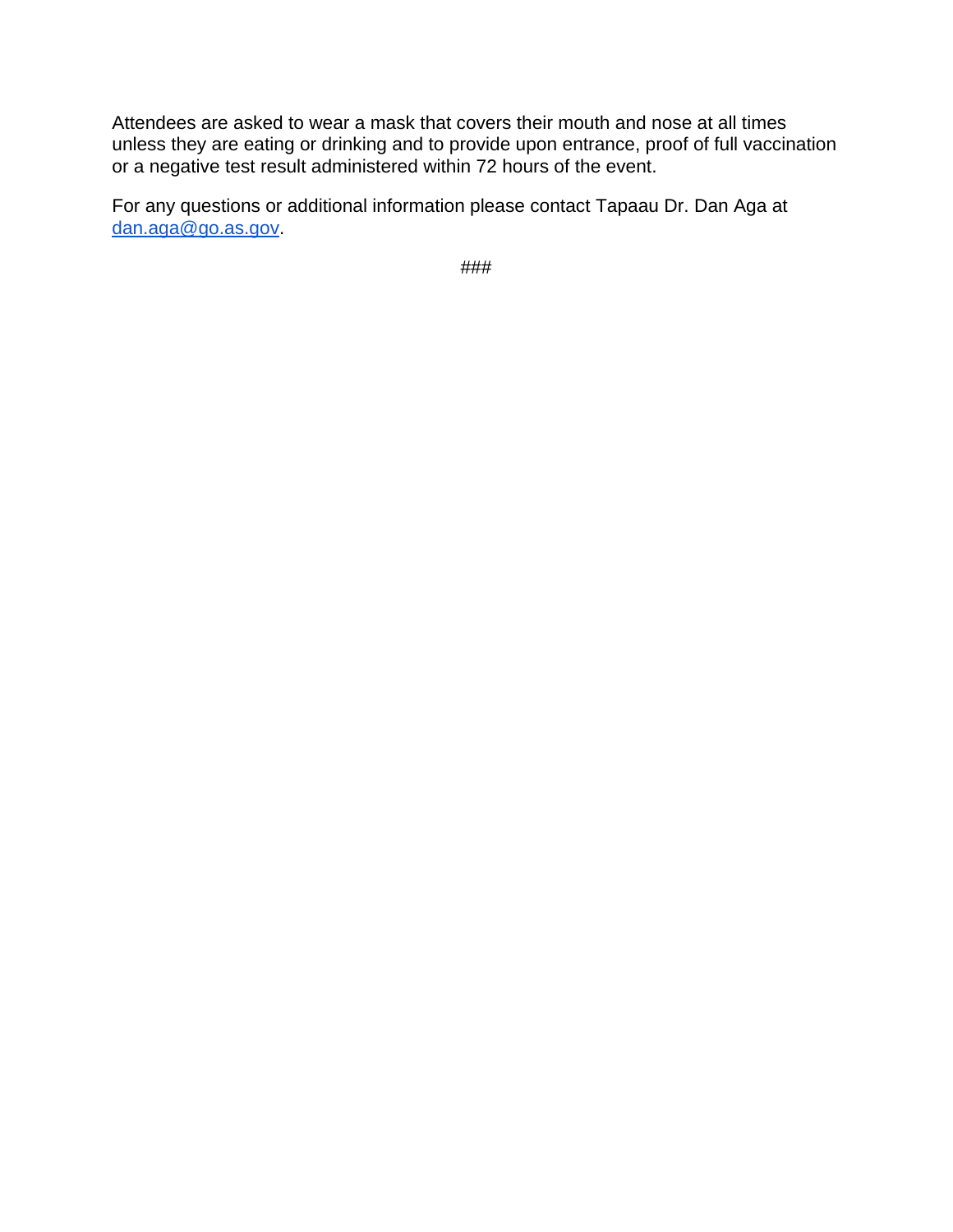Attendees are asked to wear a mask that covers their mouth and nose at all times unless they are eating or drinking and to provide upon entrance, proof of full vaccination or a negative test result administered within 72 hours of the event.

For any questions or additional information please contact Tapaau Dr. Dan Aga at dan.aga@go.as.gov.

###